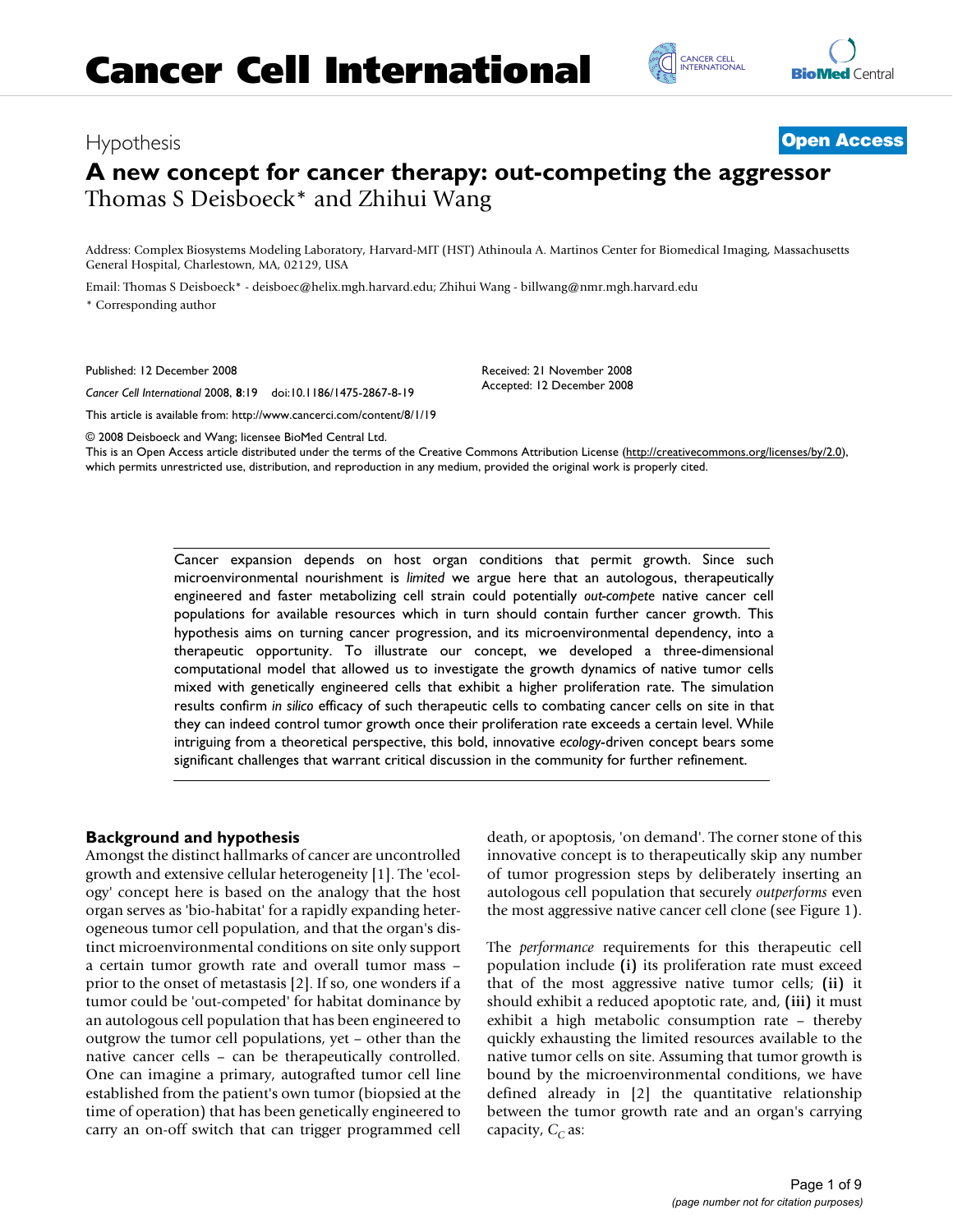Hypothesis

**Open Access**

# A new concept for cancer therapy: out-competing the aggressor

Thomas S Deisboeck* and Zhihui Wang

Address: Complex Biosystems Modeling Laboratory, Harvard-MIT (HST) Athinoula A. Martinos Center for Biomedical Imaging, Massachusetts General Hospital, Charlestown, MA, 02129, USA

Email: Thomas S Deisboeck* - deisboec@helix.mgh.harvard.edu; Zhihui Wang - billwang@nmr.mgh.harvard.edu

* Corresponding author

Published: 12 December 2008

*Cancer Cell International* 2008, **8**:19 doi:10.1186/1475-2867-8-19

Received: 21 November 2008
Accepted: 12 December 2008

This article is available from: http://www.cancerci.com/content/8/1/19

© 2008 Deisboeck and Wang; licensee BioMed Central Ltd.
This is an Open Access article distributed under the terms of the Creative Commons Attribution License (http://creativecommons.org/licenses/by/2.0), which permits unrestricted use, distribution, and reproduction in any medium, provided the original work is properly cited.

Cancer expansion depends on host organ conditions that permit growth. Since such microenvironmental nourishment is *limited* we argue here that an autologous, therapeutically engineered and faster metabolizing cell strain could potentially *out-compete* native cancer cell populations for available resources which in turn should contain further cancer growth. This hypothesis aims on turning cancer progression, and its microenvironmental dependency, into a therapeutic opportunity. To illustrate our concept, we developed a three-dimensional computational model that allowed us to investigate the growth dynamics of native tumor cells mixed with genetically engineered cells that exhibit a higher proliferation rate. The simulation results confirm *in silico* efficacy of such therapeutic cells to combating cancer cells on site in that they can indeed control tumor growth once their proliferation rate exceeds a certain level. While intriguing from a theoretical perspective, this bold, innovative *ecology*-driven concept bears some significant challenges that warrant critical discussion in the community for further refinement.

## Background and hypothesis

Amongst the distinct hallmarks of cancer are uncontrolled growth and extensive cellular heterogeneity [1]. The 'ecology' concept here is based on the analogy that the host organ serves as 'bio-habitat' for a rapidly expanding heterogeneous tumor cell population, and that the organ's distinct microenvironmental conditions on site only support a certain tumor growth rate and overall tumor mass – prior to the onset of metastasis [2]. If so, one wonders if a tumor could be 'out-competed' for habitat dominance by an autologous cell population that has been engineered to outgrow the tumor cell populations, yet – other than the native cancer cells – can be therapeutically controlled. One can imagine a primary, autografted tumor cell line established from the patient's own tumor (biopsied at the time of operation) that has been genetically engineered to carry an on-off switch that can trigger programmed cell death, or apoptosis, 'on demand'. The corner stone of this innovative concept is to therapeutically skip any number of tumor progression steps by deliberately inserting an autologous cell population that securely *outperforms* even the most aggressive native cancer cell clone (see Figure 1).

The *performance* requirements for this therapeutic cell population include **(i)** its proliferation rate must exceed that of the most aggressive native tumor cells; **(ii)** it should exhibit a reduced apoptotic rate, and, **(iii)** it must exhibit a high metabolic consumption rate – thereby quickly exhausting the limited resources available to the native tumor cells on site. Assuming that tumor growth is bound by the microenvironmental conditions, we have defined already in [2] the quantitative relationship between the tumor growth rate and an organ's carrying capacity, $C_C$ as: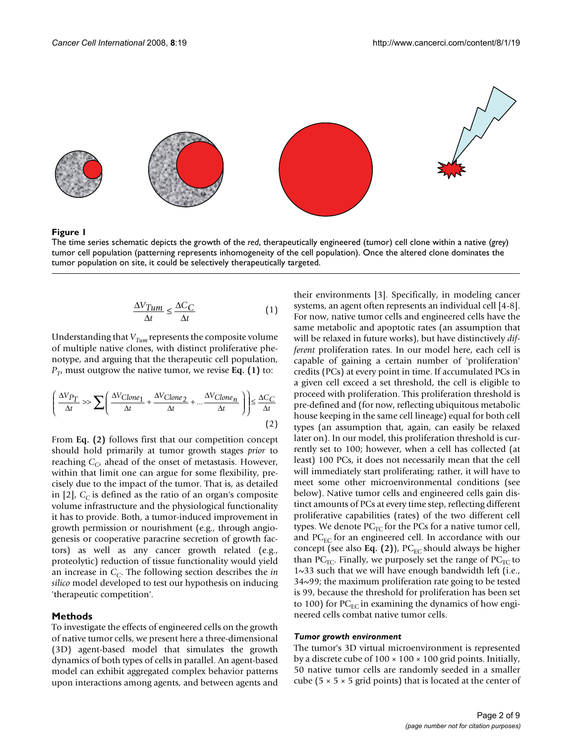**Figure 1**

The time series schematic depicts the growth of the *red*, therapeutically engineered (tumor) cell clone within a native (*grey*) tumor cell population (patterning represents inhomogeneity of the cell population). Once the altered clone dominates the tumor population on site, it could be selectively therapeutically targeted.

$$\frac{\Delta V_{Tum}}{\Delta t} \leq \frac{\Delta C_C}{\Delta t} \quad (1)$$

Understanding that $V_{Tum}$ represents the composite volume of multiple native clones, with distinct proliferative phenotype, and arguing that the therapeutic cell population, $P_T$, must outgrow the native tumor, we revise **Eq. (1)** to:

$$\left( \frac{\Delta V_{P_T}}{\Delta t} >> \sum \left( \frac{\Delta V_{Clone_1}}{\Delta t} + \frac{\Delta V_{Clone_2}}{\Delta t} + ... \frac{\Delta V_{Clone_n}}{\Delta t} \right) \right) \leq \frac{\Delta C_C}{\Delta t} \quad (2)$$

From **Eq. (2)** follows first that our competition concept should hold primarily at tumor growth stages *prior* to reaching $C_C$, ahead of the onset of metastasis. However, within that limit one can argue for some flexibility, precisely due to the impact of the tumor. That is, as detailed in [2], $C_C$ is defined as the ratio of an organ's composite volume infrastructure and the physiological functionality it has to provide. Both, a tumor-induced improvement in growth permission or nourishment (e.g., through angiogenesis or cooperative paracrine secretion of growth factors) as well as any cancer growth related (e.g., proteolytic) reduction of tissue functionality would yield an increase in $C_C$. The following section describes the *in silico* model developed to test our hypothesis on inducing 'therapeutic competition'.

## Methods

To investigate the effects of engineered cells on the growth of native tumor cells, we present here a three-dimensional (3D) agent-based model that simulates the growth dynamics of both types of cells in parallel. An agent-based model can exhibit aggregated complex behavior patterns upon interactions among agents, and between agents and their environments [3]. Specifically, in modeling cancer systems, an agent often represents an individual cell [4-8]. For now, native tumor cells and engineered cells have the same metabolic and apoptotic rates (an assumption that will be relaxed in future works), but have distinctively *different* proliferation rates. In our model here, each cell is capable of gaining a certain number of 'proliferation' credits (PCs) at every point in time. If accumulated PCs in a given cell exceed a set threshold, the cell is eligible to proceed with proliferation. This proliferation threshold is pre-defined and (for now, reflecting ubiquitous metabolic house keeping in the same cell lineage) equal for both cell types (an assumption that, again, can easily be relaxed later on). In our model, this proliferation threshold is currently set to 100; however, when a cell has collected (at least) 100 PCs, it does not necessarily mean that the cell will immediately start proliferating; rather, it will have to meet some other microenvironmental conditions (see below). Native tumor cells and engineered cells gain distinct amounts of PCs at every time step, reflecting different proliferative capabilities (rates) of the two different cell types. We denote $PC_{TC}$ for the PCs for a native tumor cell, and $PC_{EC}$ for an engineered cell. In accordance with our concept (see also **Eq. (2)**), $PC_{EC}$ should always be higher than $PC_{TC}$. Finally, we purposely set the range of $PC_{TC}$ to 1~33 such that we will have enough bandwidth left (i.e., 34~99; the maximum proliferation rate going to be tested is 99, because the threshold for proliferation has been set to 100) for $PC_{EC}$ in examining the dynamics of how engineered cells combat native tumor cells.

### *Tumor growth environment*

The tumor's 3D virtual microenvironment is represented by a discrete cube of 100 × 100 × 100 grid points. Initially, 50 native tumor cells are randomly seeded in a smaller cube (5 × 5 × 5 grid points) that is located at the center of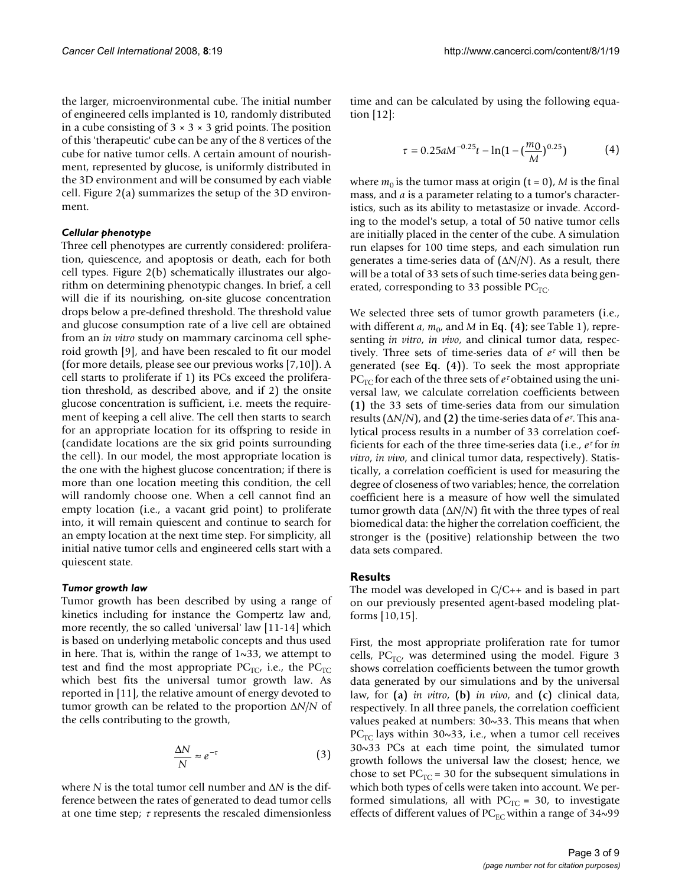the larger, microenvironmental cube. The initial number of engineered cells implanted is 10, randomly distributed in a cube consisting of 3 × 3 × 3 grid points. The position of this 'therapeutic' cube can be any of the 8 vertices of the cube for native tumor cells. A certain amount of nourishment, represented by glucose, is uniformly distributed in the 3D environment and will be consumed by each viable cell. Figure 2(a) summarizes the setup of the 3D environment.

### *Cellular phenotype*

Three cell phenotypes are currently considered: proliferation, quiescence, and apoptosis or death, each for both cell types. Figure 2(b) schematically illustrates our algorithm on determining phenotypic changes. In brief, a cell will die if its nourishing, on-site glucose concentration drops below a pre-defined threshold. The threshold value and glucose consumption rate of a live cell are obtained from an *in vitro* study on mammary carcinoma cell spheroid growth [9], and have been rescaled to fit our model (for more details, please see our previous works [7,10]). A cell starts to proliferate if 1) its PCs exceed the proliferation threshold, as described above, and if 2) the onsite glucose concentration is sufficient, i.e. meets the requirement of keeping a cell alive. The cell then starts to search for an appropriate location for its offspring to reside in (candidate locations are the six grid points surrounding the cell). In our model, the most appropriate location is the one with the highest glucose concentration; if there is more than one location meeting this condition, the cell will randomly choose one. When a cell cannot find an empty location (i.e., a vacant grid point) to proliferate into, it will remain quiescent and continue to search for an empty location at the next time step. For simplicity, all initial native tumor cells and engineered cells start with a quiescent state.

### *Tumor growth law*

Tumor growth has been described by using a range of kinetics including for instance the Gompertz law and, more recently, the so called 'universal' law [11-14] which is based on underlying metabolic concepts and thus used in here. That is, within the range of 1~33, we attempt to test and find the most appropriate $PC_{TC}$, i.e., the $PC_{TC}$ which best fits the universal tumor growth law. As reported in [11], the relative amount of energy devoted to tumor growth can be related to the proportion $\Delta N/N$ of the cells contributing to the growth,

$$\frac{\Delta N}{N} \approx e^{-\tau} \qquad (3)$$

where $N$ is the total tumor cell number and $\Delta N$ is the difference between the rates of generated to dead tumor cells at one time step; $\tau$ represents the rescaled dimensionless time and can be calculated by using the following equation [12]:

$$\tau = 0.25aM^{-0.25}t - \ln\left(1 - \left(\frac{m_0}{M}\right)^{0.25}\right) \qquad (4)$$

where $m_0$ is the tumor mass at origin ($t = 0$), $M$ is the final mass, and $a$ is a parameter relating to a tumor's characteristics, such as its ability to metastasize or invade. According to the model's setup, a total of 50 native tumor cells are initially placed in the center of the cube. A simulation run elapses for 100 time steps, and each simulation run generates a time-series data of ($\Delta N/N$). As a result, there will be a total of 33 sets of such time-series data being generated, corresponding to 33 possible $PC_{TC}$.

We selected three sets of tumor growth parameters (i.e., with different $a$, $m_0$, and $M$ in **Eq. (4)**; see Table 1), representing *in vitro*, *in vivo*, and clinical tumor data, respectively. Three sets of time-series data of $e^{\tau}$ will then be generated (see **Eq. (4)**). To seek the most appropriate $PC_{TC}$ for each of the three sets of $e^{\tau}$ obtained using the universal law, we calculate correlation coefficients between **(1)** the 33 sets of time-series data from our simulation results ($\Delta N/N$), and **(2)** the time-series data of $e^{\tau}$. This analytical process results in a number of 33 correlation coefficients for each of the three time-series data (i.e., $e^{\tau}$ for *in vitro*, *in vivo*, and clinical tumor data, respectively). Statistically, a correlation coefficient is used for measuring the degree of closeness of two variables; hence, the correlation coefficient here is a measure of how well the simulated tumor growth data ($\Delta N/N$) fit with the three types of real biomedical data: the higher the correlation coefficient, the stronger is the (positive) relationship between the two data sets compared.

## Results

The model was developed in C/C++ and is based in part on our previously presented agent-based modeling platforms [10,15].

First, the most appropriate proliferation rate for tumor cells, $PC_{TC}$, was determined using the model. Figure 3 shows correlation coefficients between the tumor growth data generated by our simulations and by the universal law, for **(a)** *in vitro*, **(b)** *in vivo*, and **(c)** clinical data, respectively. In all three panels, the correlation coefficient values peaked at numbers: 30~33. This means that when $PC_{TC}$ lays within 30~33, i.e., when a tumor cell receives 30~33 PCs at each time point, the simulated tumor growth follows the universal law the closest; hence, we chose to set $PC_{TC} = 30$ for the subsequent simulations in which both types of cells were taken into account. We performed simulations, all with $PC_{TC} = 30$, to investigate effects of different values of $PC_{EC}$ within a range of 34~99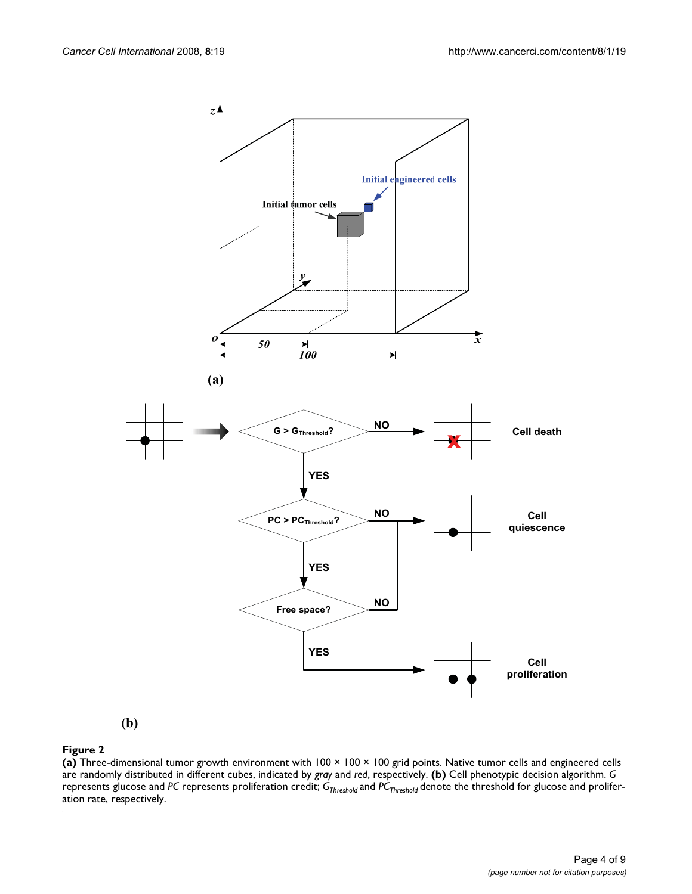**Figure 2**

**(a)** Three-dimensional tumor growth environment with 100 × 100 × 100 grid points. Native tumor cells and engineered cells are randomly distributed in different cubes, indicated by *gray* and *red*, respectively. **(b)** Cell phenotypic decision algorithm. *G* represents glucose and *PC* represents proliferation credit; $G_{Threshold}$ and $PC_{Threshold}$ denote the threshold for glucose and proliferation rate, respectively.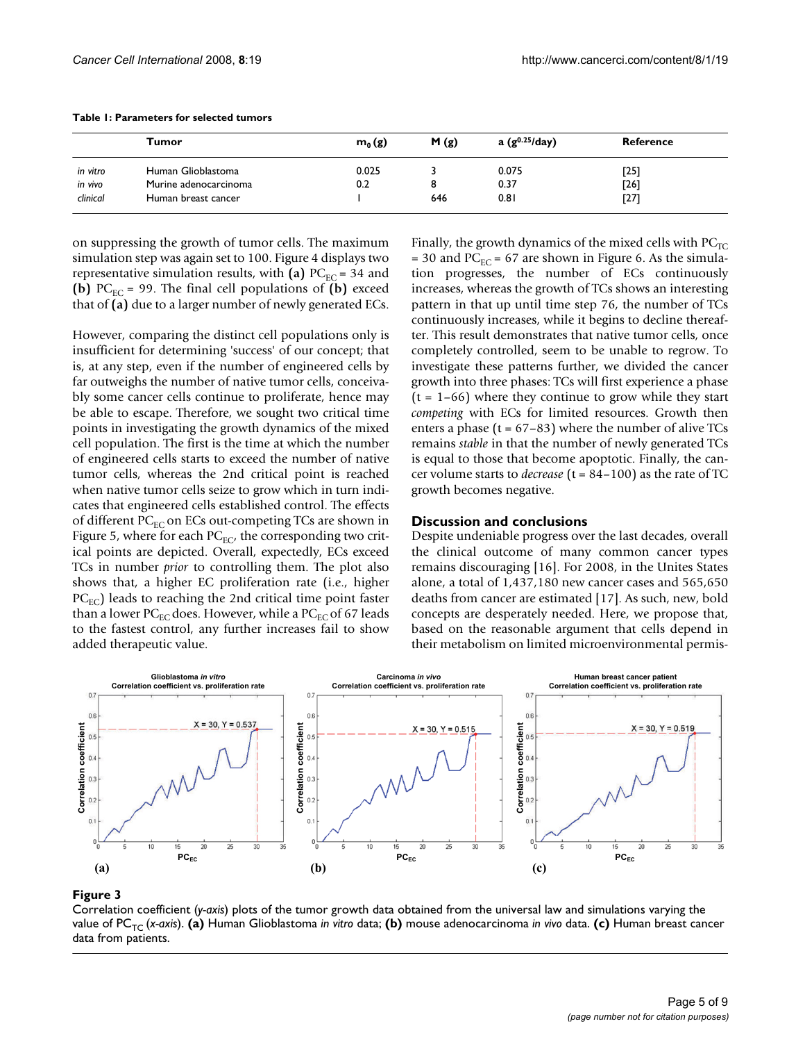**Table 1: Parameters for selected tumors**

| | Tumor | $m_0$ (g) | M (g) | a ($g^{0.25}$/day) | Reference |
|---|---|---|---|---|---|
| *in vitro* | Human Glioblastoma | 0.025 | 3 | 0.075 | [25] |
| *in vivo* | Murine adenocarcinoma | 0.2 | 8 | 0.37 | [26] |
| *clinical* | Human breast cancer | 1 | 646 | 0.81 | [27] |

on suppressing the growth of tumor cells. The maximum simulation step was again set to 100. Figure 4 displays two representative simulation results, with **(a)** $PC_{EC}$ = 34 and **(b)** $PC_{EC}$ = 99. The final cell populations of **(b)** exceed that of **(a)** due to a larger number of newly generated ECs.

However, comparing the distinct cell populations only is insufficient for determining 'success' of our concept; that is, at any step, even if the number of engineered cells by far outweighs the number of native tumor cells, conceivably some cancer cells continue to proliferate, hence may be able to escape. Therefore, we sought two critical time points in investigating the growth dynamics of the mixed cell population. The first is the time at which the number of engineered cells starts to exceed the number of native tumor cells, whereas the 2nd critical point is reached when native tumor cells seize to grow which in turn indicates that engineered cells established control. The effects of different $PC_{EC}$ on ECs out-competing TCs are shown in Figure 5, where for each $PC_{EC}$, the corresponding two critical points are depicted. Overall, expectedly, ECs exceed TCs in number *prior* to controlling them. The plot also shows that, a higher EC proliferation rate (i.e., higher $PC_{EC}$) leads to reaching the 2nd critical time point faster than a lower $PC_{EC}$ does. However, while a $PC_{EC}$ of 67 leads to the fastest control, any further increases fail to show added therapeutic value.

Finally, the growth dynamics of the mixed cells with $PC_{TC}$ = 30 and $PC_{EC}$ = 67 are shown in Figure 6. As the simulation progresses, the number of ECs continuously increases, whereas the growth of TCs shows an interesting pattern in that up until time step 76, the number of TCs continuously increases, while it begins to decline thereafter. This result demonstrates that native tumor cells, once completely controlled, seem to be unable to regrow. To investigate these patterns further, we divided the cancer growth into three phases: TCs will first experience a phase (t = 1–66) where they continue to grow while they start *competing* with ECs for limited resources. Growth then enters a phase (t = 67–83) where the number of alive TCs remains *stable* in that the number of newly generated TCs is equal to those that become apoptotic. Finally, the cancer volume starts to *decrease* (t = 84–100) as the rate of TC growth becomes negative.

## Discussion and conclusions

Despite undeniable progress over the last decades, overall the clinical outcome of many common cancer types remains discouraging [16]. For 2008, in the Unites States alone, a total of 1,437,180 new cancer cases and 565,650 deaths from cancer are estimated [17]. As such, new, bold concepts are desperately needed. Here, we propose that, based on the reasonable argument that cells depend in their metabolism on limited microenvironmental permis-

**Figure 3**

Correlation coefficient (*y-axis*) plots of the tumor growth data obtained from the universal law and simulations varying the value of $PC_{TC}$ (*x-axis*). **(a)** Human Glioblastoma *in vitro* data; **(b)** mouse adenocarcinoma *in vivo* data. **(c)** Human breast cancer data from patients.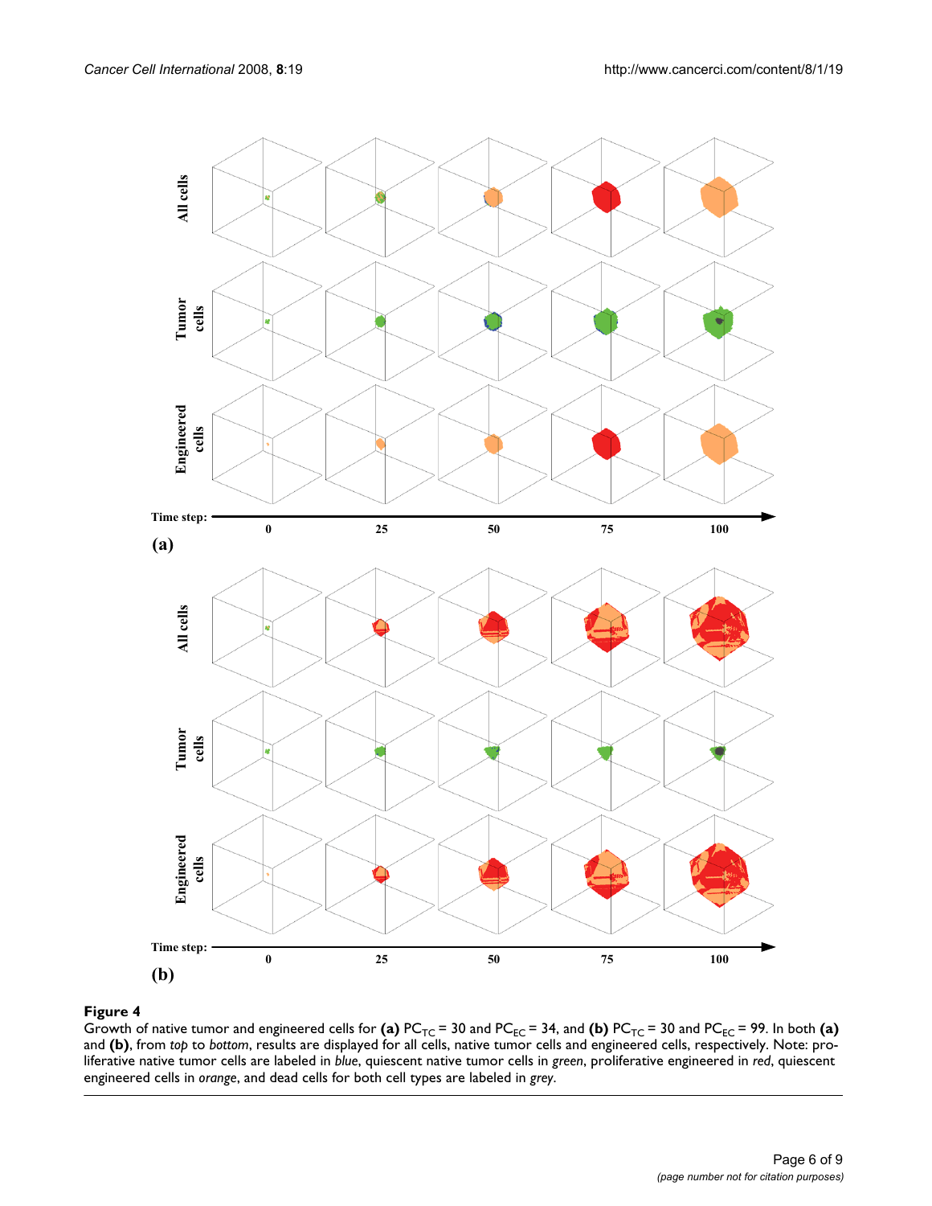**Figure 4**

Growth of native tumor and engineered cells for **(a)** $PC_{TC} = 30$ and $PC_{EC} = 34$, and **(b)** $PC_{TC} = 30$ and $PC_{EC} = 99$. In both **(a)** and **(b)**, from *top* to *bottom*, results are displayed for all cells, native tumor cells and engineered cells, respectively. Note: proliferative native tumor cells are labeled in *blue*, quiescent native tumor cells in *green*, proliferative engineered in *red*, quiescent engineered cells in *orange*, and dead cells for both cell types are labeled in *grey*.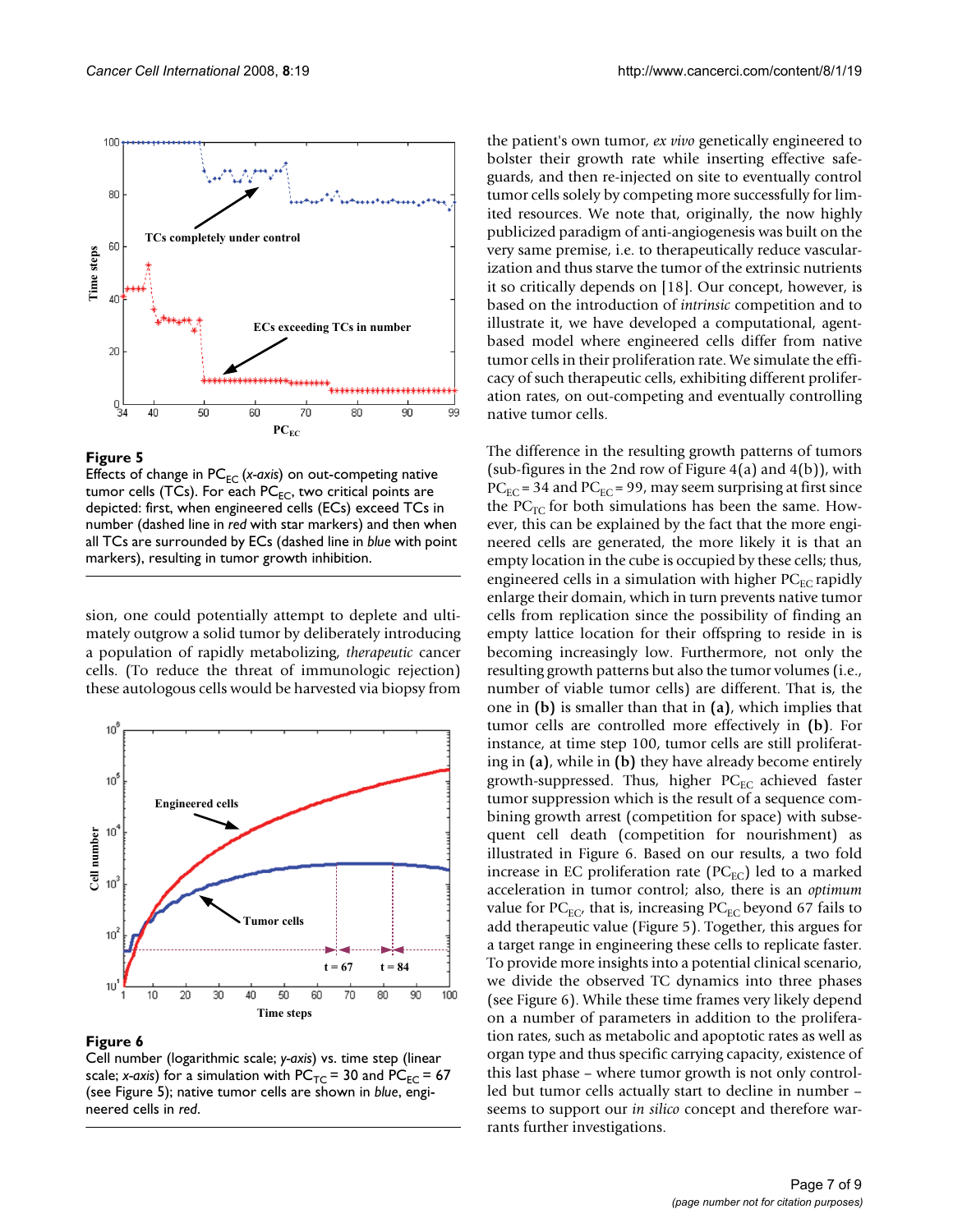**Figure 5**

Effects of change in $PC_{EC}$ (*x-axis*) on out-competing native tumor cells (TCs). For each $PC_{EC}$, two critical points are depicted: first, when engineered cells (ECs) exceed TCs in number (dashed line in *red* with star markers) and then when all TCs are surrounded by ECs (dashed line in *blue* with point markers), resulting in tumor growth inhibition.

sion, one could potentially attempt to deplete and ultimately outgrow a solid tumor by deliberately introducing a population of rapidly metabolizing, *therapeutic* cancer cells. (To reduce the threat of immunologic rejection) these autologous cells would be harvested via biopsy from the patient's own tumor, *ex vivo* genetically engineered to bolster their growth rate while inserting effective safeguards, and then re-injected on site to eventually control tumor cells solely by competing more successfully for limited resources. We note that, originally, the now highly publicized paradigm of anti-angiogenesis was built on the very same premise, i.e. to therapeutically reduce vascularization and thus starve the tumor of the extrinsic nutrients it so critically depends on [18]. Our concept, however, is based on the introduction of *intrinsic* competition and to illustrate it, we have developed a computational, agent-based model where engineered cells differ from native tumor cells in their proliferation rate. We simulate the efficacy of such therapeutic cells, exhibiting different proliferation rates, on out-competing and eventually controlling native tumor cells.

**Figure 6**

Cell number (logarithmic scale; *y-axis*) vs. time step (linear scale; *x-axis*) for a simulation with $PC_{TC}$ = 30 and $PC_{EC}$ = 67 (see Figure 5); native tumor cells are shown in *blue*, engineered cells in *red*.

The difference in the resulting growth patterns of tumors (sub-figures in the 2nd row of Figure 4(a) and 4(b)), with $PC_{EC}$ = 34 and $PC_{EC}$ = 99, may seem surprising at first since the $PC_{TC}$ for both simulations has been the same. However, this can be explained by the fact that the more engineered cells are generated, the more likely it is that an empty location in the cube is occupied by these cells; thus, engineered cells in a simulation with higher $PC_{EC}$ rapidly enlarge their domain, which in turn prevents native tumor cells from replication since the possibility of finding an empty lattice location for their offspring to reside in is becoming increasingly low. Furthermore, not only the resulting growth patterns but also the tumor volumes (i.e., number of viable tumor cells) are different. That is, the one in **(b)** is smaller than that in **(a)**, which implies that tumor cells are controlled more effectively in **(b)**. For instance, at time step 100, tumor cells are still proliferating in **(a)**, while in **(b)** they have already become entirely growth-suppressed. Thus, higher $PC_{EC}$ achieved faster tumor suppression which is the result of a sequence combining growth arrest (competition for space) with subsequent cell death (competition for nourishment) as illustrated in Figure 6. Based on our results, a two fold increase in EC proliferation rate ($PC_{EC}$) led to a marked acceleration in tumor control; also, there is an *optimum* value for $PC_{EC}$, that is, increasing $PC_{EC}$ beyond 67 fails to add therapeutic value (Figure 5). Together, this argues for a target range in engineering these cells to replicate faster. To provide more insights into a potential clinical scenario, we divide the observed TC dynamics into three phases (see Figure 6). While these time frames very likely depend on a number of parameters in addition to the proliferation rates, such as metabolic and apoptotic rates as well as organ type and thus specific carrying capacity, existence of this last phase – where tumor growth is not only controlled but tumor cells actually start to decline in number – seems to support our *in silico* concept and therefore warrants further investigations.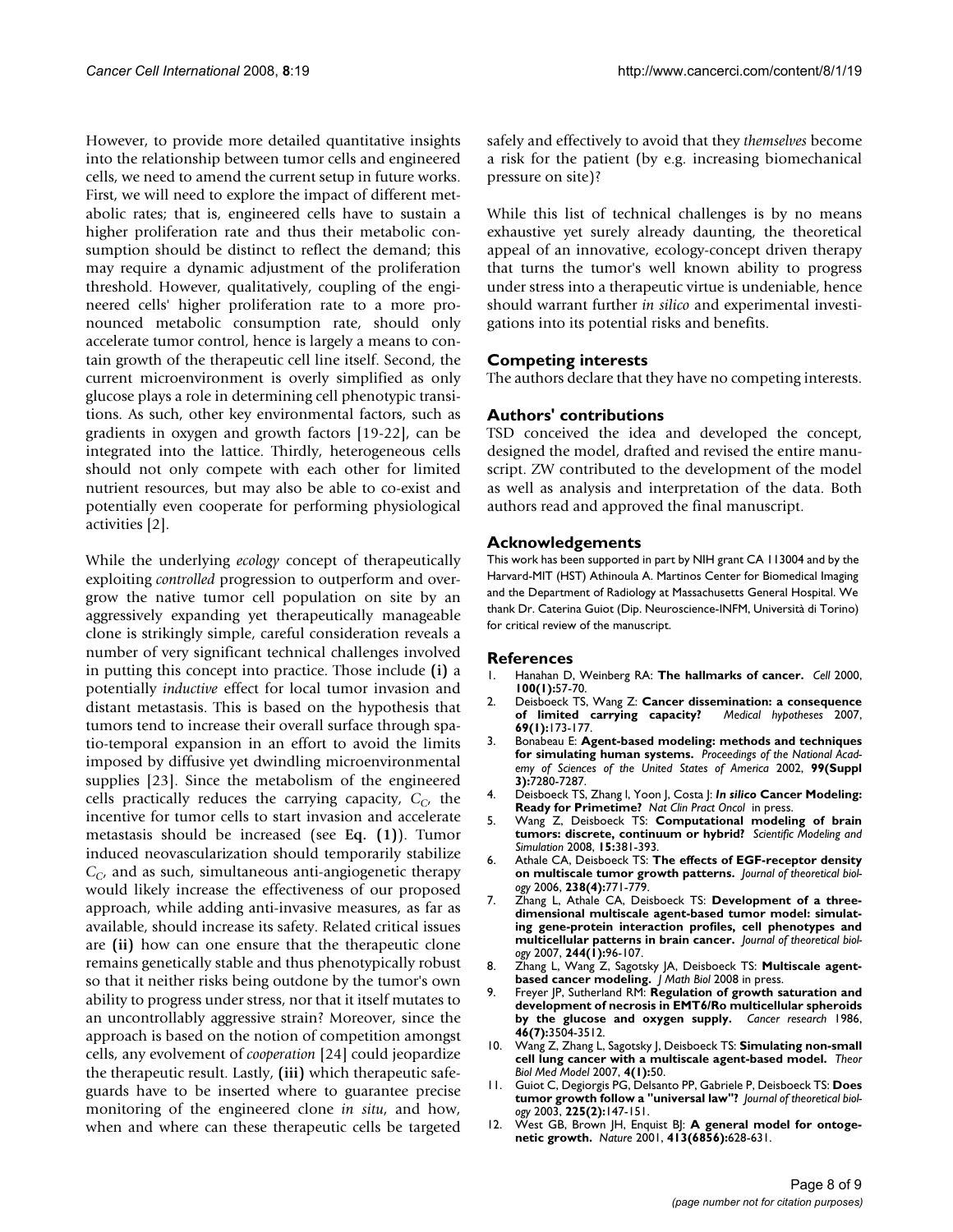However, to provide more detailed quantitative insights into the relationship between tumor cells and engineered cells, we need to amend the current setup in future works. First, we will need to explore the impact of different metabolic rates; that is, engineered cells have to sustain a higher proliferation rate and thus their metabolic consumption should be distinct to reflect the demand; this may require a dynamic adjustment of the proliferation threshold. However, qualitatively, coupling of the engineered cells' higher proliferation rate to a more pronounced metabolic consumption rate, should only accelerate tumor control, hence is largely a means to contain growth of the therapeutic cell line itself. Second, the current microenvironment is overly simplified as only glucose plays a role in determining cell phenotypic transitions. As such, other key environmental factors, such as gradients in oxygen and growth factors [19-22], can be integrated into the lattice. Thirdly, heterogeneous cells should not only compete with each other for limited nutrient resources, but may also be able to co-exist and potentially even cooperate for performing physiological activities [2].

While the underlying *ecology* concept of therapeutically exploiting *controlled* progression to outperform and overgrow the native tumor cell population on site by an aggressively expanding yet therapeutically manageable clone is strikingly simple, careful consideration reveals a number of very significant technical challenges involved in putting this concept into practice. Those include **(i)** a potentially *inductive* effect for local tumor invasion and distant metastasis. This is based on the hypothesis that tumors tend to increase their overall surface through spatio-temporal expansion in an effort to avoid the limits imposed by diffusive yet dwindling microenvironmental supplies [23]. Since the metabolism of the engineered cells practically reduces the carrying capacity, $C_C$, the incentive for tumor cells to start invasion and accelerate metastasis should be increased (see **Eq. (1)**). Tumor induced neovascularization should temporarily stabilize $C_C$, and as such, simultaneous anti-angiogenetic therapy would likely increase the effectiveness of our proposed approach, while adding anti-invasive measures, as far as available, should increase its safety. Related critical issues are **(ii)** how can one ensure that the therapeutic clone remains genetically stable and thus phenotypically robust so that it neither risks being outdone by the tumor's own ability to progress under stress, nor that it itself mutates to an uncontrollably aggressive strain? Moreover, since the approach is based on the notion of competition amongst cells, any evolvement of *cooperation* [24] could jeopardize the therapeutic result. Lastly, **(iii)** which therapeutic safeguards have to be inserted where to guarantee precise monitoring of the engineered clone *in situ*, and how, when and where can these therapeutic cells be targeted safely and effectively to avoid that they *themselves* become a risk for the patient (by e.g. increasing biomechanical pressure on site)?

While this list of technical challenges is by no means exhaustive yet surely already daunting, the theoretical appeal of an innovative, ecology-concept driven therapy that turns the tumor's well known ability to progress under stress into a therapeutic virtue is undeniable, hence should warrant further *in silico* and experimental investigations into its potential risks and benefits.

## Competing interests

The authors declare that they have no competing interests.

## Authors' contributions

TSD conceived the idea and developed the concept, designed the model, drafted and revised the entire manuscript. ZW contributed to the development of the model as well as analysis and interpretation of the data. Both authors read and approved the final manuscript.

## Acknowledgements

This work has been supported in part by NIH grant CA 113004 and by the Harvard-MIT (HST) Athinoula A. Martinos Center for Biomedical Imaging and the Department of Radiology at Massachusetts General Hospital. We thank Dr. Caterina Guiot (Dip. Neuroscience-INFM, Università di Torino) for critical review of the manuscript.

## References

1. Hanahan D, Weinberg RA: **The hallmarks of cancer.** *Cell* 2000, **100(1):**57-70.
2. Deisboeck TS, Wang Z: **Cancer dissemination: a consequence of limited carrying capacity?** *Medical hypotheses* 2007, **69(1):**173-177.
3. Bonabeau E: **Agent-based modeling: methods and techniques for simulating human systems.** *Proceedings of the National Academy of Sciences of the United States of America* 2002, **99(Suppl 3):**7280-7287.
4. Deisboeck TS, Zhang l, Yoon J, Costa J: ***In silico* Cancer Modeling: Ready for Primetime?** *Nat Clin Pract Oncol* in press.
5. Wang Z, Deisboeck TS: **Computational modeling of brain tumors: discrete, continuum or hybrid?** *Scientific Modeling and Simulation* 2008, **15:**381-393.
6. Athale CA, Deisboeck TS: **The effects of EGF-receptor density on multiscale tumor growth patterns.** *Journal of theoretical biology* 2006, **238(4):**771-779.
7. Zhang L, Athale CA, Deisboeck TS: **Development of a three-dimensional multiscale agent-based tumor model: simulating gene-protein interaction profiles, cell phenotypes and multicellular patterns in brain cancer.** *Journal of theoretical biology* 2007, **244(1):**96-107.
8. Zhang L, Wang Z, Sagotsky JA, Deisboeck TS: **Multiscale agent-based cancer modeling.** *J Math Biol* 2008 in press.
9. Freyer JP, Sutherland RM: **Regulation of growth saturation and development of necrosis in EMT6/Ro multicellular spheroids by the glucose and oxygen supply.** *Cancer research* 1986, **46(7):**3504-3512.
10. Wang Z, Zhang L, Sagotsky J, Deisboeck TS: **Simulating non-small cell lung cancer with a multiscale agent-based model.** *Theor Biol Med Model* 2007, **4(1):**50.
11. Guiot C, Degiorgis PG, Delsanto PP, Gabriele P, Deisboeck TS: **Does tumor growth follow a "universal law"?** *Journal of theoretical biology* 2003, **225(2):**147-151.
12. West GB, Brown JH, Enquist BJ: **A general model for ontogenetic growth.** *Nature* 2001, **413(6856):**628-631.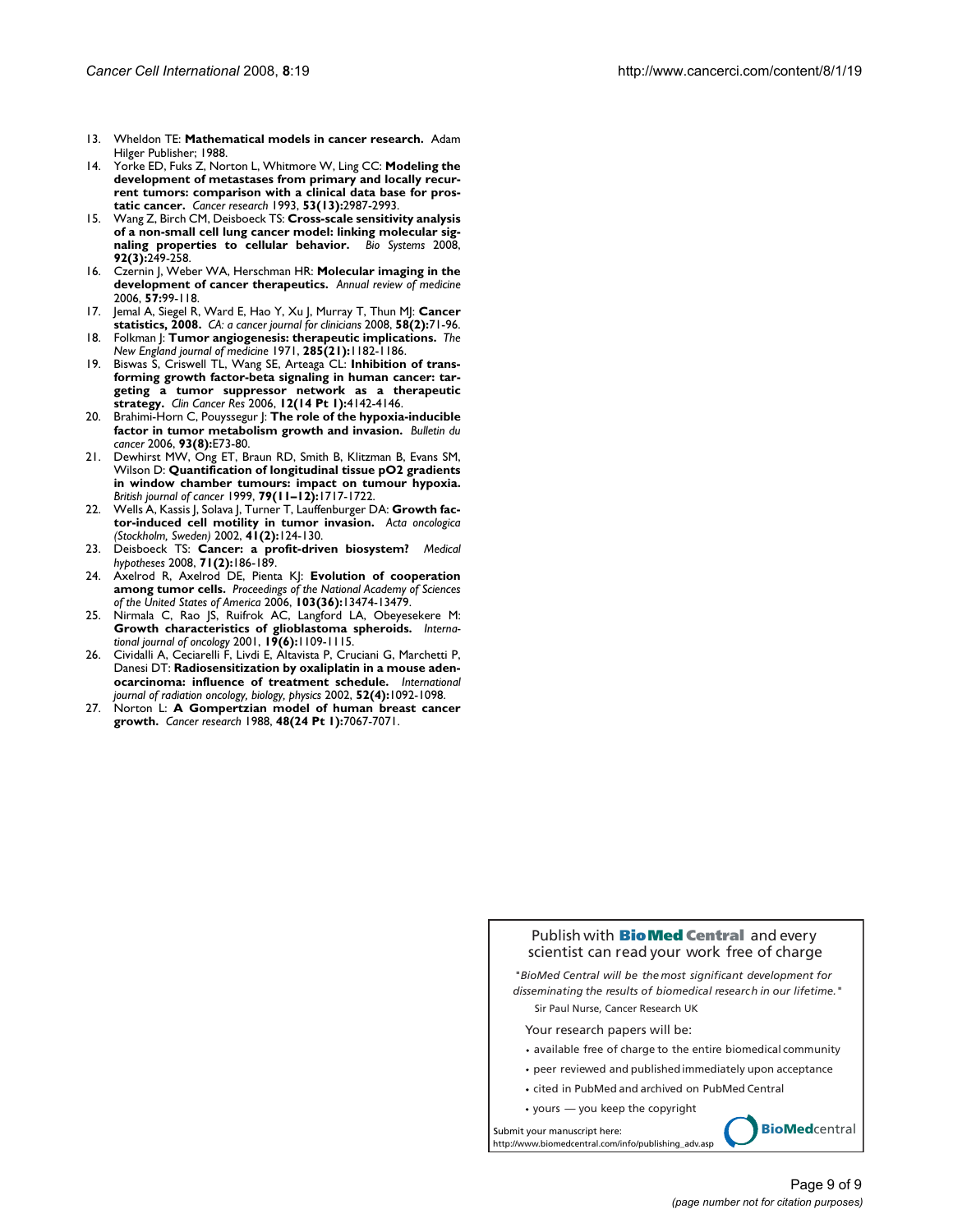13. Wheldon TE: **Mathematical models in cancer research.** Adam Hilger Publisher; 1988.
14. Yorke ED, Fuks Z, Norton L, Whitmore W, Ling CC: **Modeling the development of metastases from primary and locally recurrent tumors: comparison with a clinical data base for prostatic cancer.** *Cancer research* 1993, **53(13):**2987-2993.
15. Wang Z, Birch CM, Deisboeck TS: **Cross-scale sensitivity analysis of a non-small cell lung cancer model: linking molecular signaling properties to cellular behavior.** *Bio Systems* 2008, **92(3):**249-258.
16. Czernin J, Weber WA, Herschman HR: **Molecular imaging in the development of cancer therapeutics.** *Annual review of medicine* 2006, **57:**99-118.
17. Jemal A, Siegel R, Ward E, Hao Y, Xu J, Murray T, Thun MJ: **Cancer statistics, 2008.** *CA: a cancer journal for clinicians* 2008, **58(2):**71-96.
18. Folkman J: **Tumor angiogenesis: therapeutic implications.** *The New England journal of medicine* 1971, **285(21):**1182-1186.
19. Biswas S, Criswell TL, Wang SE, Arteaga CL: **Inhibition of transforming growth factor-beta signaling in human cancer: targeting a tumor suppressor network as a therapeutic strategy.** *Clin Cancer Res* 2006, **12(14 Pt 1):**4142-4146.
20. Brahimi-Horn C, Pouyssegur J: **The role of the hypoxia-inducible factor in tumor metabolism growth and invasion.** *Bulletin du cancer* 2006, **93(8):**E73-80.
21. Dewhirst MW, Ong ET, Braun RD, Smith B, Klitzman B, Evans SM, Wilson D: **Quantification of longitudinal tissue pO2 gradients in window chamber tumours: impact on tumour hypoxia.** *British journal of cancer* 1999, **79(11–12):**1717-1722.
22. Wells A, Kassis J, Solava J, Turner T, Lauffenburger DA: **Growth factor-induced cell motility in tumor invasion.** *Acta oncologica (Stockholm, Sweden)* 2002, **41(2):**124-130.
23. Deisboeck TS: **Cancer: a profit-driven biosystem?** *Medical hypotheses* 2008, **71(2):**186-189.
24. Axelrod R, Axelrod DE, Pienta KJ: **Evolution of cooperation among tumor cells.** *Proceedings of the National Academy of Sciences of the United States of America* 2006, **103(36):**13474-13479.
25. Nirmala C, Rao JS, Ruifrok AC, Langford LA, Obeyesekere M: **Growth characteristics of glioblastoma spheroids.** *International journal of oncology* 2001, **19(6):**1109-1115.
26. Cividalli A, Ceciarelli F, Livdi E, Altavista P, Cruciani G, Marchetti P, Danesi DT: **Radiosensitization by oxaliplatin in a mouse adenocarcinoma: influence of treatment schedule.** *International journal of radiation oncology, biology, physics* 2002, **52(4):**1092-1098.
27. Norton L: **A Gompertzian model of human breast cancer growth.** *Cancer research* 1988, **48(24 Pt 1):**7067-7071.

Publish with **BioMed Central** and every scientist can read your work free of charge

*"BioMed Central will be the most significant development for disseminating the results of biomedical research in our lifetime."*

Sir Paul Nurse, Cancer Research UK

Your research papers will be:

- available free of charge to the entire biomedical community
- peer reviewed and published immediately upon acceptance
- cited in PubMed and archived on PubMed Central
- yours — you keep the copyright

Submit your manuscript here:
http://www.biomedcentral.com/info/publishing_adv.asp

**BioMed**central